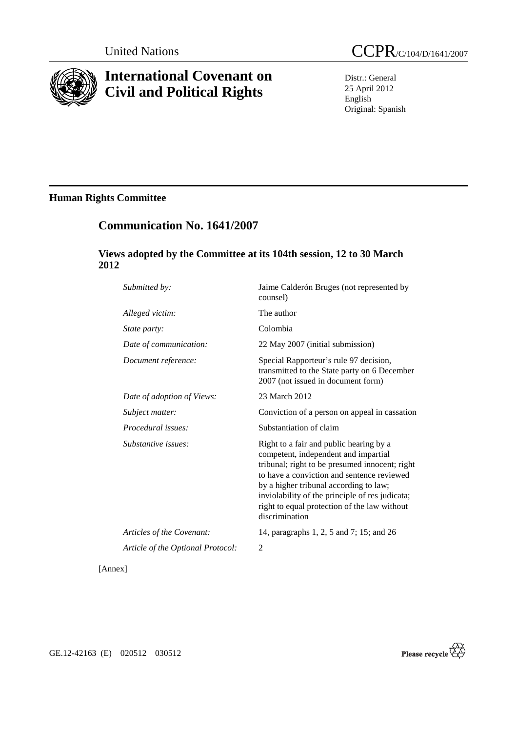United Nations

# CCPR/C/104/D/1641/2007

# International Covenant on Civil and Political Rights

Distr.: General
25 April 2012
English
Original: Spanish

## Human Rights Committee

## Communication No. 1641/2007

### Views adopted by the Committee at its 104th session, 12 to 30 March 2012

| | |
|---|---|
| *Submitted by:* | Jaime Calderón Bruges (not represented by counsel) |
| *Alleged victim:* | The author |
| *State party:* | Colombia |
| *Date of communication:* | 22 May 2007 (initial submission) |
| *Document reference:* | Special Rapporteur's rule 97 decision, transmitted to the State party on 6 December 2007 (not issued in document form) |
| *Date of adoption of Views:* | 23 March 2012 |
| *Subject matter:* | Conviction of a person on appeal in cassation |
| *Procedural issues:* | Substantiation of claim |
| *Substantive issues:* | Right to a fair and public hearing by a competent, independent and impartial tribunal; right to be presumed innocent; right to have a conviction and sentence reviewed by a higher tribunal according to law; inviolability of the principle of res judicata; right to equal protection of the law without discrimination |
| *Articles of the Covenant:* | 14, paragraphs 1, 2, 5 and 7; 15; and 26 |
| *Article of the Optional Protocol:* | 2 |

[Annex]

GE.12-42163 (E) 020512 030512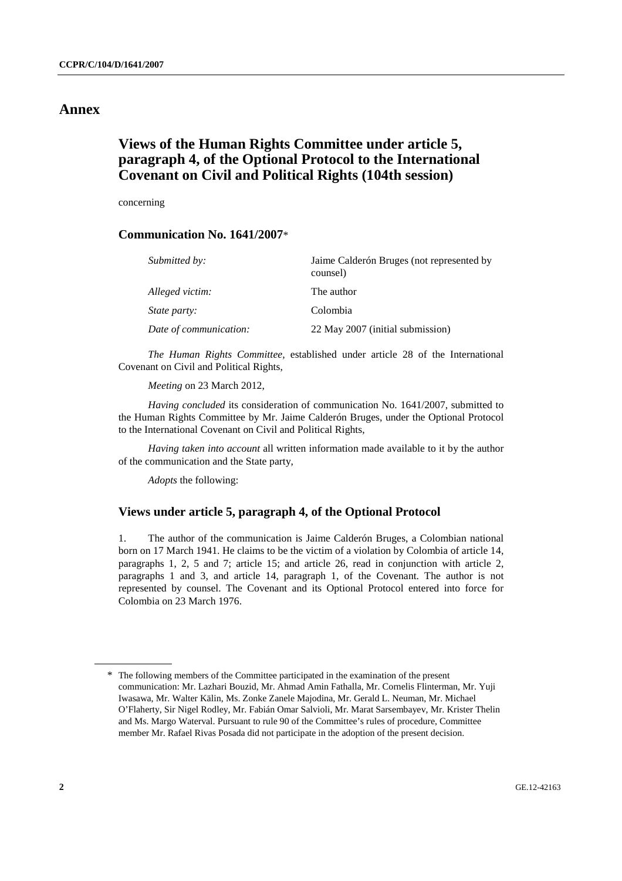# Annex

## Views of the Human Rights Committee under article 5, paragraph 4, of the Optional Protocol to the International Covenant on Civil and Political Rights (104th session)

concerning

### Communication No. 1641/2007*

| | |
|---|---|
| *Submitted by:* | Jaime Calderón Bruges (not represented by counsel) |
| *Alleged victim:* | The author |
| *State party:* | Colombia |
| *Date of communication:* | 22 May 2007 (initial submission) |

*The Human Rights Committee*, established under article 28 of the International Covenant on Civil and Political Rights,

*Meeting* on 23 March 2012,

*Having concluded* its consideration of communication No. 1641/2007, submitted to the Human Rights Committee by Mr. Jaime Calderón Bruges, under the Optional Protocol to the International Covenant on Civil and Political Rights,

*Having taken into account* all written information made available to it by the author of the communication and the State party,

*Adopts* the following:

### Views under article 5, paragraph 4, of the Optional Protocol

1. The author of the communication is Jaime Calderón Bruges, a Colombian national born on 17 March 1941. He claims to be the victim of a violation by Colombia of article 14, paragraphs 1, 2, 5 and 7; article 15; and article 26, read in conjunction with article 2, paragraphs 1 and 3, and article 14, paragraph 1, of the Covenant. The author is not represented by counsel. The Covenant and its Optional Protocol entered into force for Colombia on 23 March 1976.

---

\* The following members of the Committee participated in the examination of the present communication: Mr. Lazhari Bouzid, Mr. Ahmad Amin Fathalla, Mr. Cornelis Flinterman, Mr. Yuji Iwasawa, Mr. Walter Kälin, Ms. Zonke Zanele Majodina, Mr. Gerald L. Neuman, Mr. Michael O'Flaherty, Sir Nigel Rodley, Mr. Fabián Omar Salvioli, Mr. Marat Sarsembayev, Mr. Krister Thelin and Ms. Margo Waterval. Pursuant to rule 90 of the Committee's rules of procedure, Committee member Mr. Rafael Rivas Posada did not participate in the adoption of the present decision.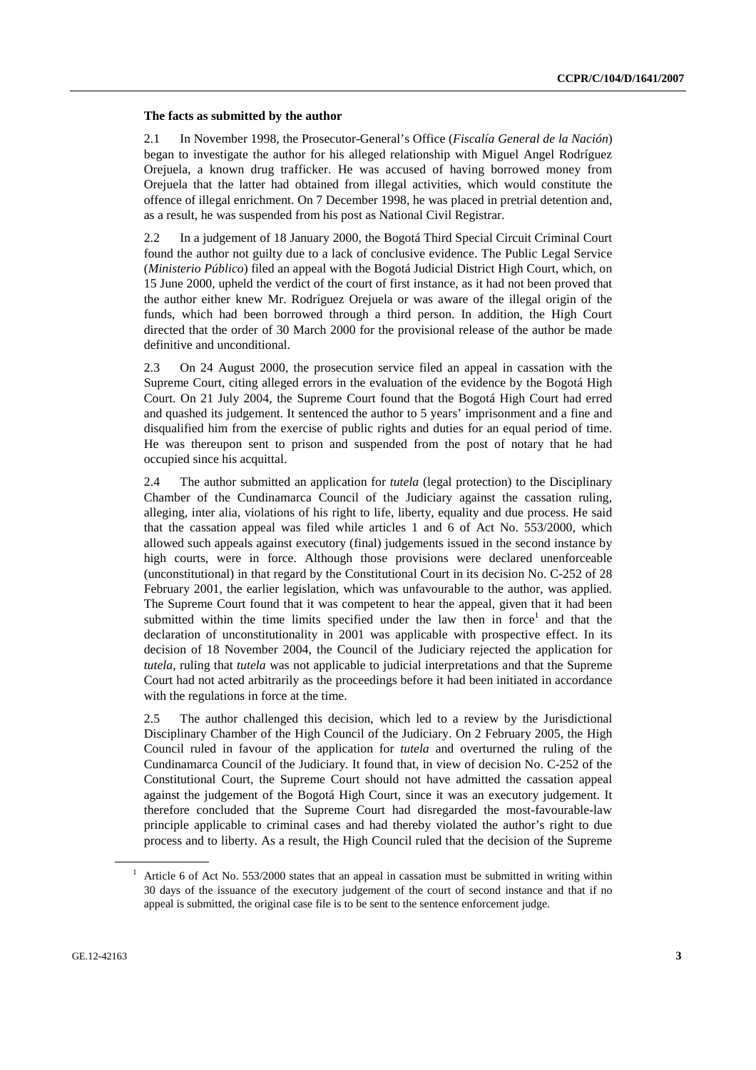**The facts as submitted by the author**

2.1 In November 1998, the Prosecutor-General's Office (*Fiscalía General de la Nación*) began to investigate the author for his alleged relationship with Miguel Angel Rodríguez Orejuela, a known drug trafficker. He was accused of having borrowed money from Orejuela that the latter had obtained from illegal activities, which would constitute the offence of illegal enrichment. On 7 December 1998, he was placed in pretrial detention and, as a result, he was suspended from his post as National Civil Registrar.

2.2 In a judgement of 18 January 2000, the Bogotá Third Special Circuit Criminal Court found the author not guilty due to a lack of conclusive evidence. The Public Legal Service (*Ministerio Público*) filed an appeal with the Bogotá Judicial District High Court, which, on 15 June 2000, upheld the verdict of the court of first instance, as it had not been proved that the author either knew Mr. Rodríguez Orejuela or was aware of the illegal origin of the funds, which had been borrowed through a third person. In addition, the High Court directed that the order of 30 March 2000 for the provisional release of the author be made definitive and unconditional.

2.3 On 24 August 2000, the prosecution service filed an appeal in cassation with the Supreme Court, citing alleged errors in the evaluation of the evidence by the Bogotá High Court. On 21 July 2004, the Supreme Court found that the Bogotá High Court had erred and quashed its judgement. It sentenced the author to 5 years' imprisonment and a fine and disqualified him from the exercise of public rights and duties for an equal period of time. He was thereupon sent to prison and suspended from the post of notary that he had occupied since his acquittal.

2.4 The author submitted an application for *tutela* (legal protection) to the Disciplinary Chamber of the Cundinamarca Council of the Judiciary against the cassation ruling, alleging, inter alia, violations of his right to life, liberty, equality and due process. He said that the cassation appeal was filed while articles 1 and 6 of Act No. 553/2000, which allowed such appeals against executory (final) judgements issued in the second instance by high courts, were in force. Although those provisions were declared unenforceable (unconstitutional) in that regard by the Constitutional Court in its decision No. C-252 of 28 February 2001, the earlier legislation, which was unfavourable to the author, was applied. The Supreme Court found that it was competent to hear the appeal, given that it had been submitted within the time limits specified under the law then in force[1] and that the declaration of unconstitutionality in 2001 was applicable with prospective effect. In its decision of 18 November 2004, the Council of the Judiciary rejected the application for *tutela*, ruling that *tutela* was not applicable to judicial interpretations and that the Supreme Court had not acted arbitrarily as the proceedings before it had been initiated in accordance with the regulations in force at the time.

2.5 The author challenged this decision, which led to a review by the Jurisdictional Disciplinary Chamber of the High Council of the Judiciary. On 2 February 2005, the High Council ruled in favour of the application for *tutela* and overturned the ruling of the Cundinamarca Council of the Judiciary. It found that, in view of decision No. C-252 of the Constitutional Court, the Supreme Court should not have admitted the cassation appeal against the judgement of the Bogotá High Court, since it was an executory judgement. It therefore concluded that the Supreme Court had disregarded the most-favourable-law principle applicable to criminal cases and had thereby violated the author's right to due process and to liberty. As a result, the High Council ruled that the decision of the Supreme

[1] Article 6 of Act No. 553/2000 states that an appeal in cassation must be submitted in writing within 30 days of the issuance of the executory judgement of the court of second instance and that if no appeal is submitted, the original case file is to be sent to the sentence enforcement judge.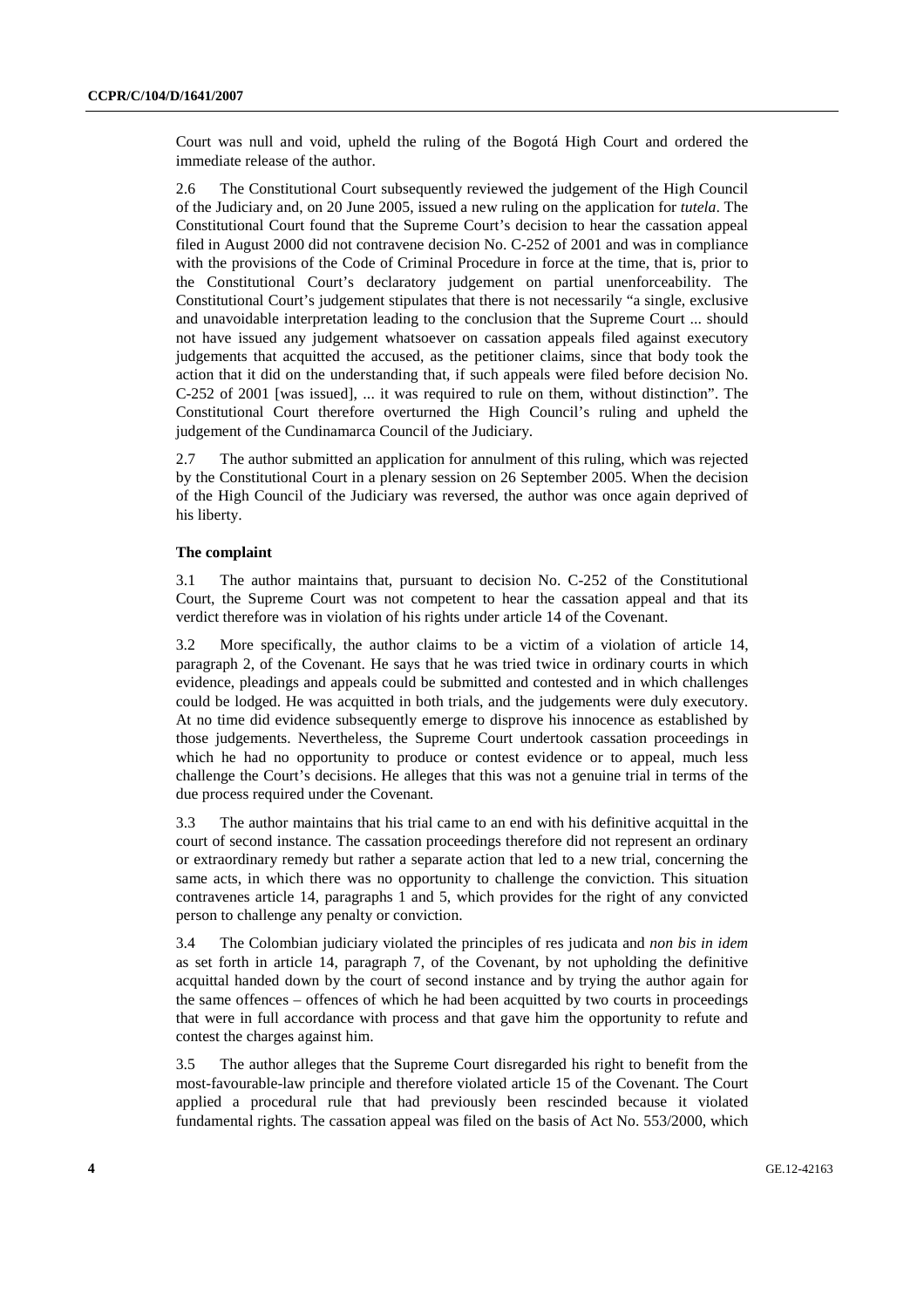Court was null and void, upheld the ruling of the Bogotá High Court and ordered the immediate release of the author.

2.6 The Constitutional Court subsequently reviewed the judgement of the High Council of the Judiciary and, on 20 June 2005, issued a new ruling on the application for *tutela*. The Constitutional Court found that the Supreme Court's decision to hear the cassation appeal filed in August 2000 did not contravene decision No. C-252 of 2001 and was in compliance with the provisions of the Code of Criminal Procedure in force at the time, that is, prior to the Constitutional Court's declaratory judgement on partial unenforceability. The Constitutional Court's judgement stipulates that there is not necessarily "a single, exclusive and unavoidable interpretation leading to the conclusion that the Supreme Court ... should not have issued any judgement whatsoever on cassation appeals filed against executory judgements that acquitted the accused, as the petitioner claims, since that body took the action that it did on the understanding that, if such appeals were filed before decision No. C-252 of 2001 [was issued], ... it was required to rule on them, without distinction". The Constitutional Court therefore overturned the High Council's ruling and upheld the judgement of the Cundinamarca Council of the Judiciary.

2.7 The author submitted an application for annulment of this ruling, which was rejected by the Constitutional Court in a plenary session on 26 September 2005. When the decision of the High Council of the Judiciary was reversed, the author was once again deprived of his liberty.

### The complaint

3.1 The author maintains that, pursuant to decision No. C-252 of the Constitutional Court, the Supreme Court was not competent to hear the cassation appeal and that its verdict therefore was in violation of his rights under article 14 of the Covenant.

3.2 More specifically, the author claims to be a victim of a violation of article 14, paragraph 2, of the Covenant. He says that he was tried twice in ordinary courts in which evidence, pleadings and appeals could be submitted and contested and in which challenges could be lodged. He was acquitted in both trials, and the judgements were duly executory. At no time did evidence subsequently emerge to disprove his innocence as established by those judgements. Nevertheless, the Supreme Court undertook cassation proceedings in which he had no opportunity to produce or contest evidence or to appeal, much less challenge the Court's decisions. He alleges that this was not a genuine trial in terms of the due process required under the Covenant.

3.3 The author maintains that his trial came to an end with his definitive acquittal in the court of second instance. The cassation proceedings therefore did not represent an ordinary or extraordinary remedy but rather a separate action that led to a new trial, concerning the same acts, in which there was no opportunity to challenge the conviction. This situation contravenes article 14, paragraphs 1 and 5, which provides for the right of any convicted person to challenge any penalty or conviction.

3.4 The Colombian judiciary violated the principles of res judicata and *non bis in idem* as set forth in article 14, paragraph 7, of the Covenant, by not upholding the definitive acquittal handed down by the court of second instance and by trying the author again for the same offences – offences of which he had been acquitted by two courts in proceedings that were in full accordance with process and that gave him the opportunity to refute and contest the charges against him.

3.5 The author alleges that the Supreme Court disregarded his right to benefit from the most-favourable-law principle and therefore violated article 15 of the Covenant. The Court applied a procedural rule that had previously been rescinded because it violated fundamental rights. The cassation appeal was filed on the basis of Act No. 553/2000, which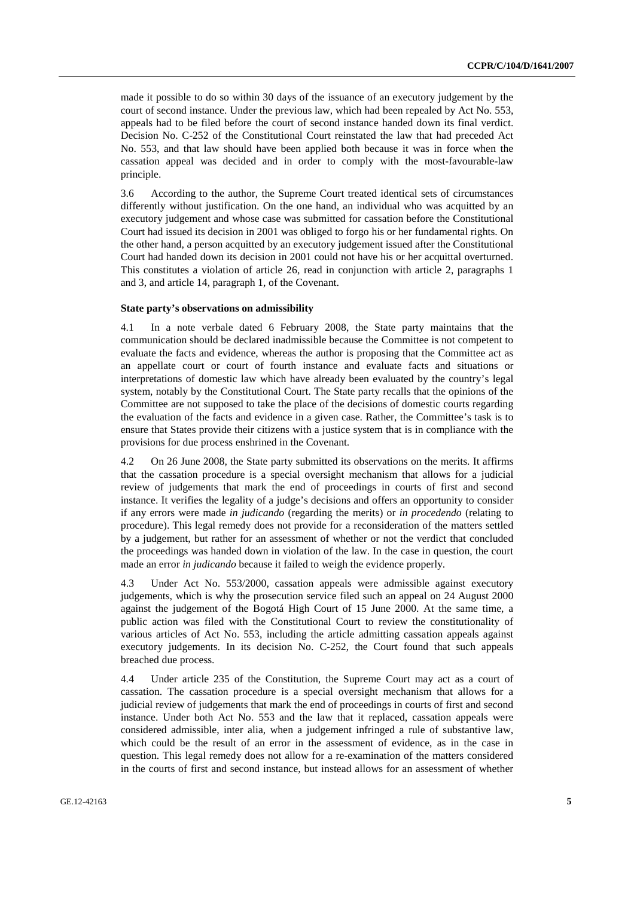made it possible to do so within 30 days of the issuance of an executory judgement by the court of second instance. Under the previous law, which had been repealed by Act No. 553, appeals had to be filed before the court of second instance handed down its final verdict. Decision No. C-252 of the Constitutional Court reinstated the law that had preceded Act No. 553, and that law should have been applied both because it was in force when the cassation appeal was decided and in order to comply with the most-favourable-law principle.

3.6 According to the author, the Supreme Court treated identical sets of circumstances differently without justification. On the one hand, an individual who was acquitted by an executory judgement and whose case was submitted for cassation before the Constitutional Court had issued its decision in 2001 was obliged to forgo his or her fundamental rights. On the other hand, a person acquitted by an executory judgement issued after the Constitutional Court had handed down its decision in 2001 could not have his or her acquittal overturned. This constitutes a violation of article 26, read in conjunction with article 2, paragraphs 1 and 3, and article 14, paragraph 1, of the Covenant.

### State party's observations on admissibility

4.1 In a note verbale dated 6 February 2008, the State party maintains that the communication should be declared inadmissible because the Committee is not competent to evaluate the facts and evidence, whereas the author is proposing that the Committee act as an appellate court or court of fourth instance and evaluate facts and situations or interpretations of domestic law which have already been evaluated by the country's legal system, notably by the Constitutional Court. The State party recalls that the opinions of the Committee are not supposed to take the place of the decisions of domestic courts regarding the evaluation of the facts and evidence in a given case. Rather, the Committee's task is to ensure that States provide their citizens with a justice system that is in compliance with the provisions for due process enshrined in the Covenant.

4.2 On 26 June 2008, the State party submitted its observations on the merits. It affirms that the cassation procedure is a special oversight mechanism that allows for a judicial review of judgements that mark the end of proceedings in courts of first and second instance. It verifies the legality of a judge's decisions and offers an opportunity to consider if any errors were made *in judicando* (regarding the merits) or *in procedendo* (relating to procedure). This legal remedy does not provide for a reconsideration of the matters settled by a judgement, but rather for an assessment of whether or not the verdict that concluded the proceedings was handed down in violation of the law. In the case in question, the court made an error *in judicando* because it failed to weigh the evidence properly.

4.3 Under Act No. 553/2000, cassation appeals were admissible against executory judgements, which is why the prosecution service filed such an appeal on 24 August 2000 against the judgement of the Bogotá High Court of 15 June 2000. At the same time, a public action was filed with the Constitutional Court to review the constitutionality of various articles of Act No. 553, including the article admitting cassation appeals against executory judgements. In its decision No. C-252, the Court found that such appeals breached due process.

4.4 Under article 235 of the Constitution, the Supreme Court may act as a court of cassation. The cassation procedure is a special oversight mechanism that allows for a judicial review of judgements that mark the end of proceedings in courts of first and second instance. Under both Act No. 553 and the law that it replaced, cassation appeals were considered admissible, inter alia, when a judgement infringed a rule of substantive law, which could be the result of an error in the assessment of evidence, as in the case in question. This legal remedy does not allow for a re-examination of the matters considered in the courts of first and second instance, but instead allows for an assessment of whether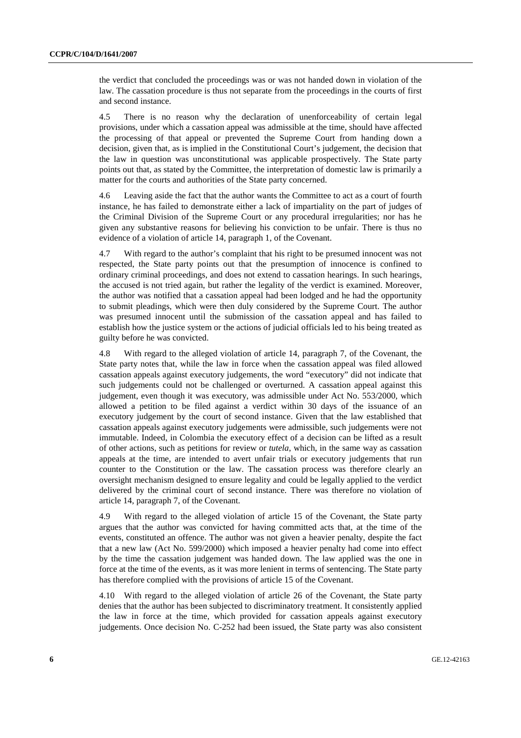the verdict that concluded the proceedings was or was not handed down in violation of the law. The cassation procedure is thus not separate from the proceedings in the courts of first and second instance.

4.5 There is no reason why the declaration of unenforceability of certain legal provisions, under which a cassation appeal was admissible at the time, should have affected the processing of that appeal or prevented the Supreme Court from handing down a decision, given that, as is implied in the Constitutional Court's judgement, the decision that the law in question was unconstitutional was applicable prospectively. The State party points out that, as stated by the Committee, the interpretation of domestic law is primarily a matter for the courts and authorities of the State party concerned.

4.6 Leaving aside the fact that the author wants the Committee to act as a court of fourth instance, he has failed to demonstrate either a lack of impartiality on the part of judges of the Criminal Division of the Supreme Court or any procedural irregularities; nor has he given any substantive reasons for believing his conviction to be unfair. There is thus no evidence of a violation of article 14, paragraph 1, of the Covenant.

4.7 With regard to the author's complaint that his right to be presumed innocent was not respected, the State party points out that the presumption of innocence is confined to ordinary criminal proceedings, and does not extend to cassation hearings. In such hearings, the accused is not tried again, but rather the legality of the verdict is examined. Moreover, the author was notified that a cassation appeal had been lodged and he had the opportunity to submit pleadings, which were then duly considered by the Supreme Court. The author was presumed innocent until the submission of the cassation appeal and has failed to establish how the justice system or the actions of judicial officials led to his being treated as guilty before he was convicted.

4.8 With regard to the alleged violation of article 14, paragraph 7, of the Covenant, the State party notes that, while the law in force when the cassation appeal was filed allowed cassation appeals against executory judgements, the word "executory" did not indicate that such judgements could not be challenged or overturned. A cassation appeal against this judgement, even though it was executory, was admissible under Act No. 553/2000, which allowed a petition to be filed against a verdict within 30 days of the issuance of an executory judgement by the court of second instance. Given that the law established that cassation appeals against executory judgements were admissible, such judgements were not immutable. Indeed, in Colombia the executory effect of a decision can be lifted as a result of other actions, such as petitions for review or *tutela*, which, in the same way as cassation appeals at the time, are intended to avert unfair trials or executory judgements that run counter to the Constitution or the law. The cassation process was therefore clearly an oversight mechanism designed to ensure legality and could be legally applied to the verdict delivered by the criminal court of second instance. There was therefore no violation of article 14, paragraph 7, of the Covenant.

4.9 With regard to the alleged violation of article 15 of the Covenant, the State party argues that the author was convicted for having committed acts that, at the time of the events, constituted an offence. The author was not given a heavier penalty, despite the fact that a new law (Act No. 599/2000) which imposed a heavier penalty had come into effect by the time the cassation judgement was handed down. The law applied was the one in force at the time of the events, as it was more lenient in terms of sentencing. The State party has therefore complied with the provisions of article 15 of the Covenant.

4.10 With regard to the alleged violation of article 26 of the Covenant, the State party denies that the author has been subjected to discriminatory treatment. It consistently applied the law in force at the time, which provided for cassation appeals against executory judgements. Once decision No. C-252 had been issued, the State party was also consistent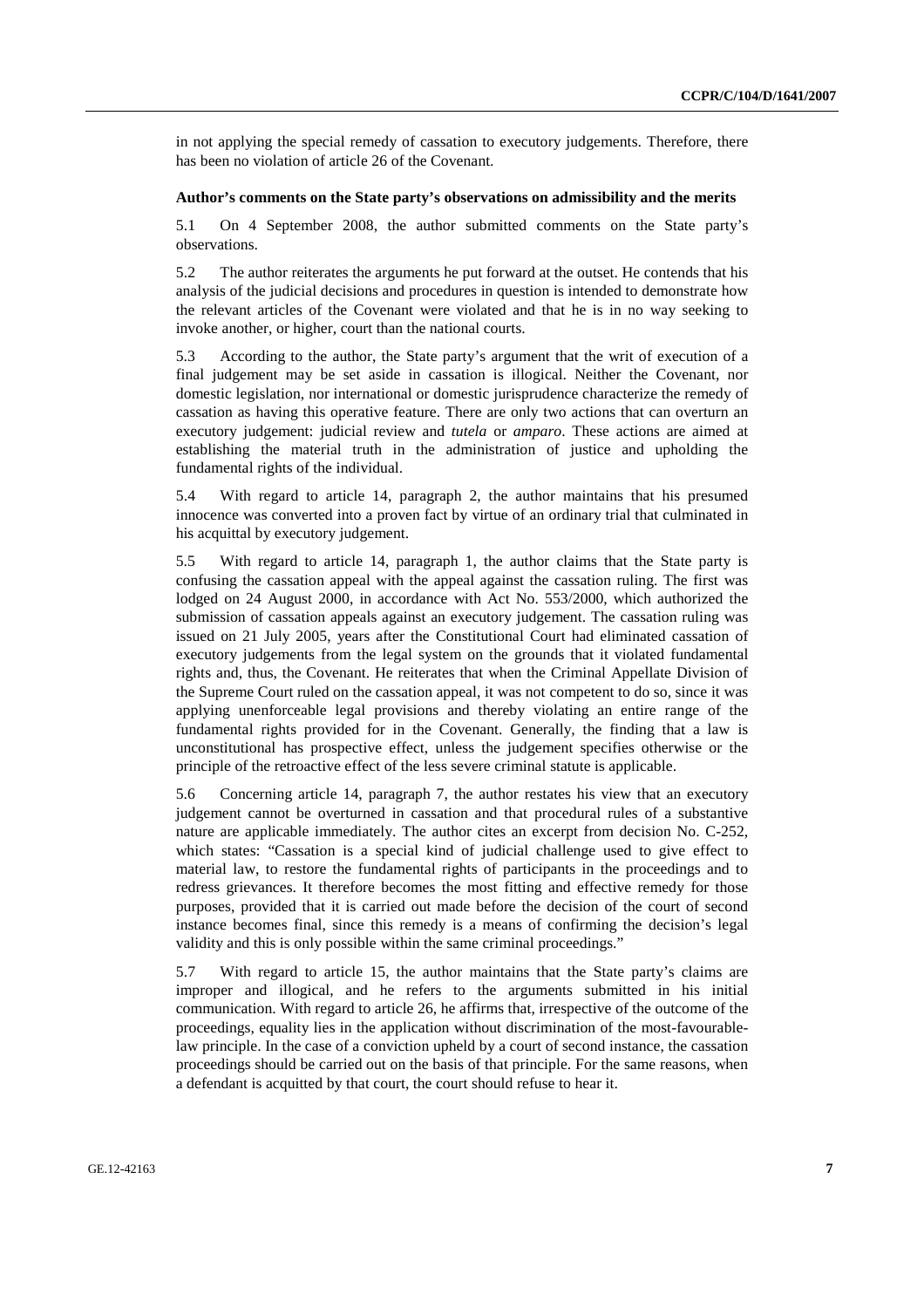in not applying the special remedy of cassation to executory judgements. Therefore, there has been no violation of article 26 of the Covenant.

**Author's comments on the State party's observations on admissibility and the merits**

5.1 On 4 September 2008, the author submitted comments on the State party's observations.

5.2 The author reiterates the arguments he put forward at the outset. He contends that his analysis of the judicial decisions and procedures in question is intended to demonstrate how the relevant articles of the Covenant were violated and that he is in no way seeking to invoke another, or higher, court than the national courts.

5.3 According to the author, the State party's argument that the writ of execution of a final judgement may be set aside in cassation is illogical. Neither the Covenant, nor domestic legislation, nor international or domestic jurisprudence characterize the remedy of cassation as having this operative feature. There are only two actions that can overturn an executory judgement: judicial review and *tutela* or *amparo*. These actions are aimed at establishing the material truth in the administration of justice and upholding the fundamental rights of the individual.

5.4 With regard to article 14, paragraph 2, the author maintains that his presumed innocence was converted into a proven fact by virtue of an ordinary trial that culminated in his acquittal by executory judgement.

5.5 With regard to article 14, paragraph 1, the author claims that the State party is confusing the cassation appeal with the appeal against the cassation ruling. The first was lodged on 24 August 2000, in accordance with Act No. 553/2000, which authorized the submission of cassation appeals against an executory judgement. The cassation ruling was issued on 21 July 2005, years after the Constitutional Court had eliminated cassation of executory judgements from the legal system on the grounds that it violated fundamental rights and, thus, the Covenant. He reiterates that when the Criminal Appellate Division of the Supreme Court ruled on the cassation appeal, it was not competent to do so, since it was applying unenforceable legal provisions and thereby violating an entire range of the fundamental rights provided for in the Covenant. Generally, the finding that a law is unconstitutional has prospective effect, unless the judgement specifies otherwise or the principle of the retroactive effect of the less severe criminal statute is applicable.

5.6 Concerning article 14, paragraph 7, the author restates his view that an executory judgement cannot be overturned in cassation and that procedural rules of a substantive nature are applicable immediately. The author cites an excerpt from decision No. C-252, which states: "Cassation is a special kind of judicial challenge used to give effect to material law, to restore the fundamental rights of participants in the proceedings and to redress grievances. It therefore becomes the most fitting and effective remedy for those purposes, provided that it is carried out made before the decision of the court of second instance becomes final, since this remedy is a means of confirming the decision's legal validity and this is only possible within the same criminal proceedings."

5.7 With regard to article 15, the author maintains that the State party's claims are improper and illogical, and he refers to the arguments submitted in his initial communication. With regard to article 26, he affirms that, irrespective of the outcome of the proceedings, equality lies in the application without discrimination of the most-favourable-law principle. In the case of a conviction upheld by a court of second instance, the cassation proceedings should be carried out on the basis of that principle. For the same reasons, when a defendant is acquitted by that court, the court should refuse to hear it.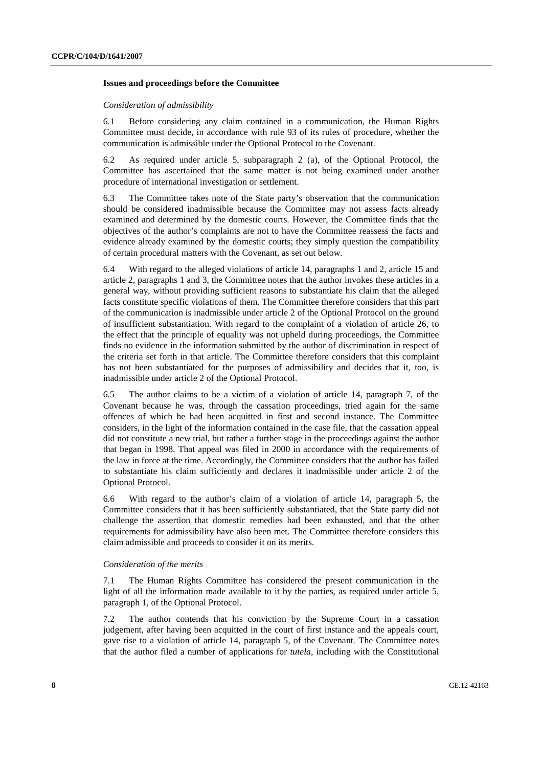### Issues and proceedings before the Committee

*Consideration of admissibility*

6.1 Before considering any claim contained in a communication, the Human Rights Committee must decide, in accordance with rule 93 of its rules of procedure, whether the communication is admissible under the Optional Protocol to the Covenant.

6.2 As required under article 5, subparagraph 2 (a), of the Optional Protocol, the Committee has ascertained that the same matter is not being examined under another procedure of international investigation or settlement.

6.3 The Committee takes note of the State party's observation that the communication should be considered inadmissible because the Committee may not assess facts already examined and determined by the domestic courts. However, the Committee finds that the objectives of the author's complaints are not to have the Committee reassess the facts and evidence already examined by the domestic courts; they simply question the compatibility of certain procedural matters with the Covenant, as set out below.

6.4 With regard to the alleged violations of article 14, paragraphs 1 and 2, article 15 and article 2, paragraphs 1 and 3, the Committee notes that the author invokes these articles in a general way, without providing sufficient reasons to substantiate his claim that the alleged facts constitute specific violations of them. The Committee therefore considers that this part of the communication is inadmissible under article 2 of the Optional Protocol on the ground of insufficient substantiation. With regard to the complaint of a violation of article 26, to the effect that the principle of equality was not upheld during proceedings, the Committee finds no evidence in the information submitted by the author of discrimination in respect of the criteria set forth in that article. The Committee therefore considers that this complaint has not been substantiated for the purposes of admissibility and decides that it, too, is inadmissible under article 2 of the Optional Protocol.

6.5 The author claims to be a victim of a violation of article 14, paragraph 7, of the Covenant because he was, through the cassation proceedings, tried again for the same offences of which he had been acquitted in first and second instance. The Committee considers, in the light of the information contained in the case file, that the cassation appeal did not constitute a new trial, but rather a further stage in the proceedings against the author that began in 1998. That appeal was filed in 2000 in accordance with the requirements of the law in force at the time. Accordingly, the Committee considers that the author has failed to substantiate his claim sufficiently and declares it inadmissible under article 2 of the Optional Protocol.

6.6 With regard to the author's claim of a violation of article 14, paragraph 5, the Committee considers that it has been sufficiently substantiated, that the State party did not challenge the assertion that domestic remedies had been exhausted, and that the other requirements for admissibility have also been met. The Committee therefore considers this claim admissible and proceeds to consider it on its merits.

*Consideration of the merits*

7.1 The Human Rights Committee has considered the present communication in the light of all the information made available to it by the parties, as required under article 5, paragraph 1, of the Optional Protocol.

7.2 The author contends that his conviction by the Supreme Court in a cassation judgement, after having been acquitted in the court of first instance and the appeals court, gave rise to a violation of article 14, paragraph 5, of the Covenant. The Committee notes that the author filed a number of applications for *tutela*, including with the Constitutional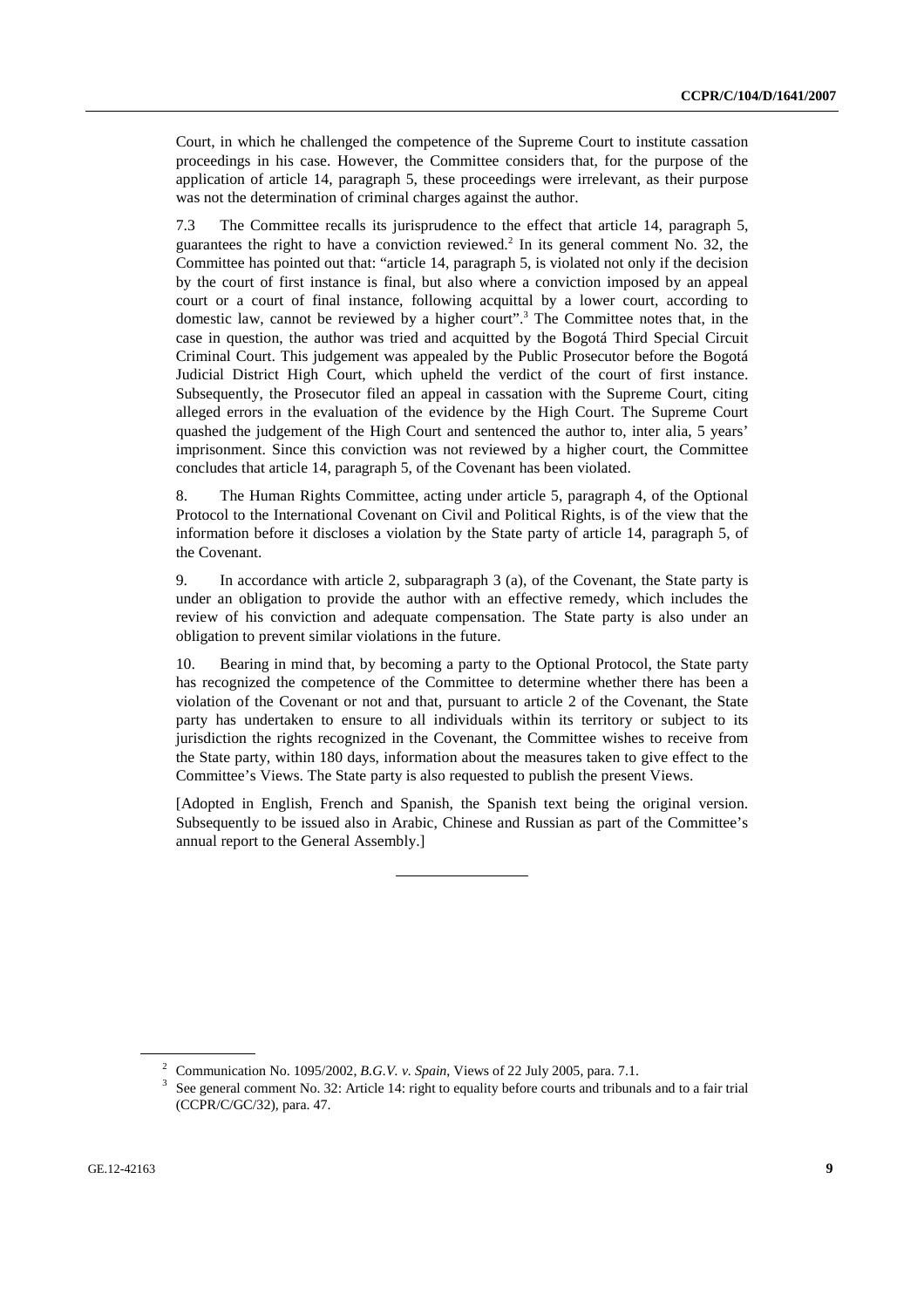Court, in which he challenged the competence of the Supreme Court to institute cassation proceedings in his case. However, the Committee considers that, for the purpose of the application of article 14, paragraph 5, these proceedings were irrelevant, as their purpose was not the determination of criminal charges against the author.

7.3 The Committee recalls its jurisprudence to the effect that article 14, paragraph 5, guarantees the right to have a conviction reviewed.[2] In its general comment No. 32, the Committee has pointed out that: "article 14, paragraph 5, is violated not only if the decision by the court of first instance is final, but also where a conviction imposed by an appeal court or a court of final instance, following acquittal by a lower court, according to domestic law, cannot be reviewed by a higher court".[3] The Committee notes that, in the case in question, the author was tried and acquitted by the Bogotá Third Special Circuit Criminal Court. This judgement was appealed by the Public Prosecutor before the Bogotá Judicial District High Court, which upheld the verdict of the court of first instance. Subsequently, the Prosecutor filed an appeal in cassation with the Supreme Court, citing alleged errors in the evaluation of the evidence by the High Court. The Supreme Court quashed the judgement of the High Court and sentenced the author to, inter alia, 5 years' imprisonment. Since this conviction was not reviewed by a higher court, the Committee concludes that article 14, paragraph 5, of the Covenant has been violated.

8. The Human Rights Committee, acting under article 5, paragraph 4, of the Optional Protocol to the International Covenant on Civil and Political Rights, is of the view that the information before it discloses a violation by the State party of article 14, paragraph 5, of the Covenant.

9. In accordance with article 2, subparagraph 3 (a), of the Covenant, the State party is under an obligation to provide the author with an effective remedy, which includes the review of his conviction and adequate compensation. The State party is also under an obligation to prevent similar violations in the future.

10. Bearing in mind that, by becoming a party to the Optional Protocol, the State party has recognized the competence of the Committee to determine whether there has been a violation of the Covenant or not and that, pursuant to article 2 of the Covenant, the State party has undertaken to ensure to all individuals within its territory or subject to its jurisdiction the rights recognized in the Covenant, the Committee wishes to receive from the State party, within 180 days, information about the measures taken to give effect to the Committee's Views. The State party is also requested to publish the present Views.

[Adopted in English, French and Spanish, the Spanish text being the original version. Subsequently to be issued also in Arabic, Chinese and Russian as part of the Committee's annual report to the General Assembly.]

---

[2] Communication No. 1095/2002, *B.G.V. v. Spain*, Views of 22 July 2005, para. 7.1.

[3] See general comment No. 32: Article 14: right to equality before courts and tribunals and to a fair trial (CCPR/C/GC/32), para. 47.